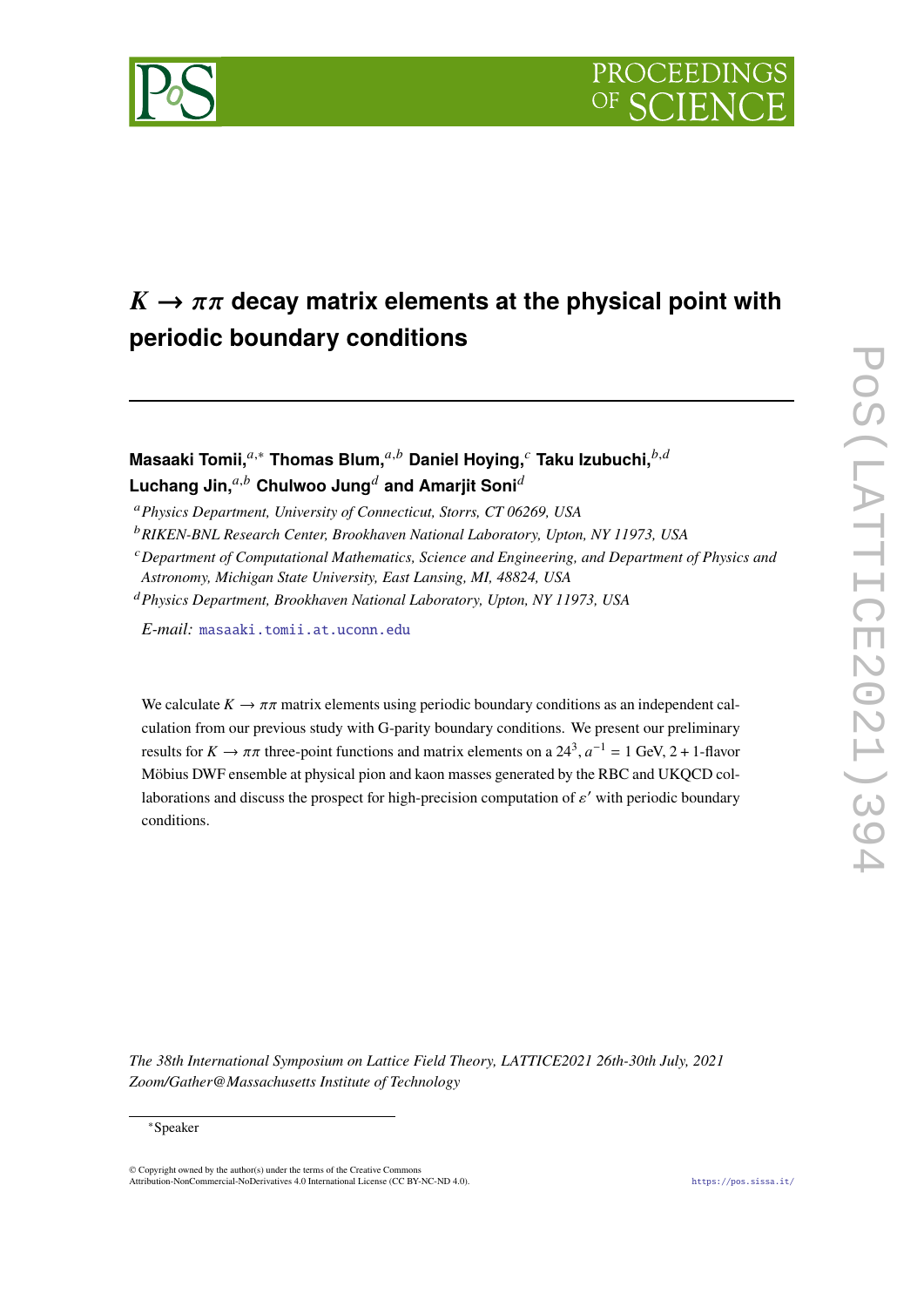# $K \to \pi\pi$ decay matrix elements at the physical point with periodic boundary conditions

**Masaaki Tomii,**[a,*] **Thomas Blum,**[a,b] **Daniel Hoying,**[c] **Taku Izubuchi,**[b,d] **Luchang Jin,**[a,b] **Chulwoo Jung**[d] **and Amarjit Soni**[d]

[a] *Physics Department, University of Connecticut, Storrs, CT 06269, USA*

[b] *RIKEN-BNL Research Center, Brookhaven National Laboratory, Upton, NY 11973, USA*

[c] *Department of Computational Mathematics, Science and Engineering, and Department of Physics and Astronomy, Michigan State University, East Lansing, MI, 48824, USA*

[d] *Physics Department, Brookhaven National Laboratory, Upton, NY 11973, USA*

*E-mail:* masaaki.tomii.at.uconn.edu

We calculate $K \to \pi\pi$ matrix elements using periodic boundary conditions as an independent calculation from our previous study with G-parity boundary conditions. We present our preliminary results for $K \to \pi\pi$ three-point functions and matrix elements on a $24^3$, $a^{-1} = 1$ GeV, $2 + 1$-flavor Möbius DWF ensemble at physical pion and kaon masses generated by the RBC and UKQCD collaborations and discuss the prospect for high-precision computation of $\varepsilon'$ with periodic boundary conditions.

*The 38th International Symposium on Lattice Field Theory, LATTICE2021 26th-30th July, 2021 Zoom/Gather@Massachusetts Institute of Technology*

*Speaker

© Copyright owned by the author(s) under the terms of the Creative Commons Attribution-NonCommercial-NoDerivatives 4.0 International License (CC BY-NC-ND 4.0).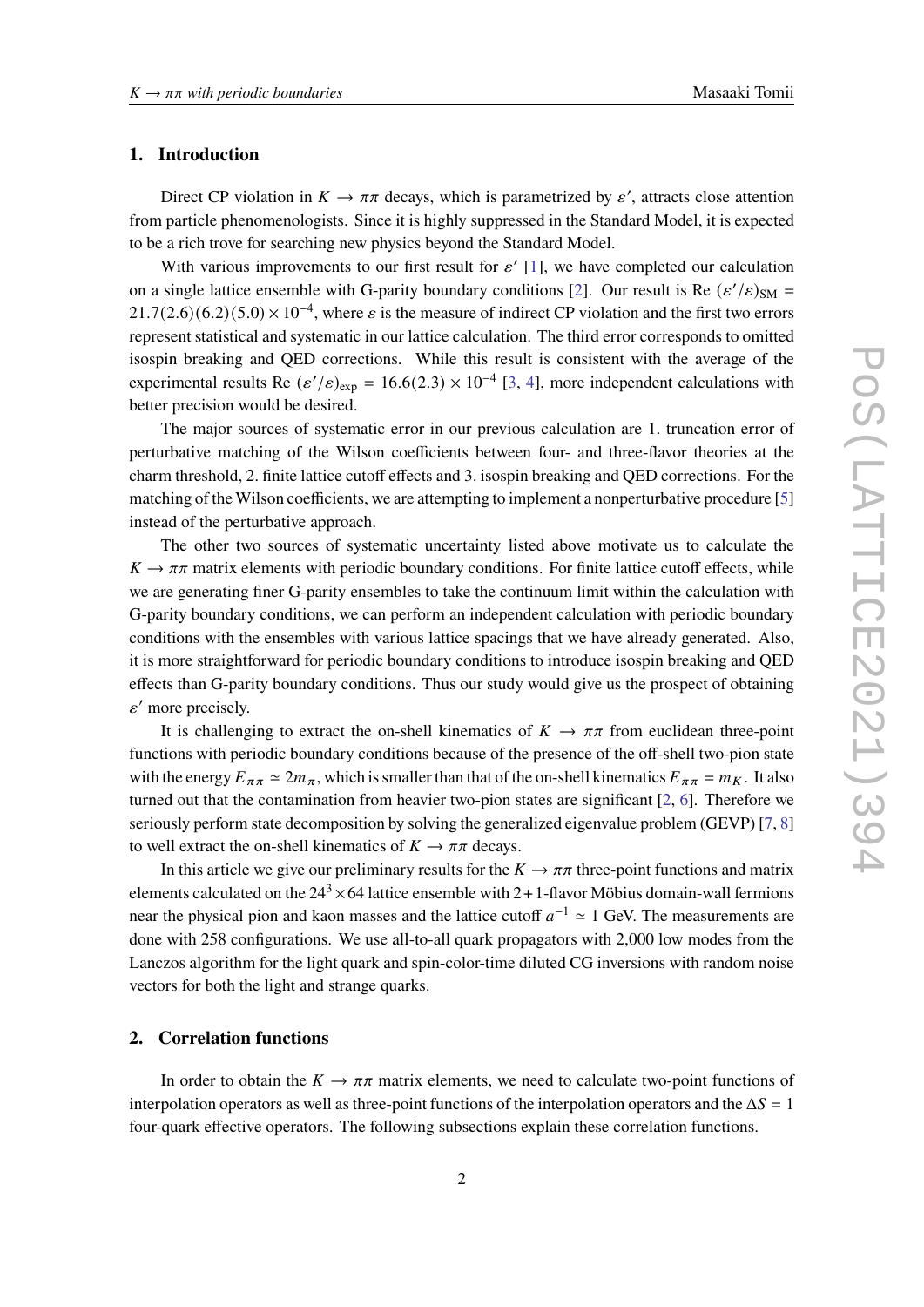## 1. Introduction

Direct CP violation in $K \to \pi\pi$ decays, which is parametrized by $\varepsilon'$, attracts close attention from particle phenomenologists. Since it is highly suppressed in the Standard Model, it is expected to be a rich trove for searching new physics beyond the Standard Model.

With various improvements to our first result for $\varepsilon'$ [1], we have completed our calculation on a single lattice ensemble with G-parity boundary conditions [2]. Our result is Re $(\varepsilon'/\varepsilon)_{\rm SM} = 21.7(2.6)(6.2)(5.0) \times 10^{-4}$, where $\varepsilon$ is the measure of indirect CP violation and the first two errors represent statistical and systematic in our lattice calculation. The third error corresponds to omitted isospin breaking and QED corrections. While this result is consistent with the average of the experimental results Re $(\varepsilon'/\varepsilon)_{\rm exp} = 16.6(2.3) \times 10^{-4}$ [3, 4], more independent calculations with better precision would be desired.

The major sources of systematic error in our previous calculation are 1. truncation error of perturbative matching of the Wilson coefficients between four- and three-flavor theories at the charm threshold, 2. finite lattice cutoff effects and 3. isospin breaking and QED corrections. For the matching of the Wilson coefficients, we are attempting to implement a nonperturbative procedure [5] instead of the perturbative approach.

The other two sources of systematic uncertainty listed above motivate us to calculate the $K \to \pi\pi$ matrix elements with periodic boundary conditions. For finite lattice cutoff effects, while we are generating finer G-parity ensembles to take the continuum limit within the calculation with G-parity boundary conditions, we can perform an independent calculation with periodic boundary conditions with the ensembles with various lattice spacings that we have already generated. Also, it is more straightforward for periodic boundary conditions to introduce isospin breaking and QED effects than G-parity boundary conditions. Thus our study would give us the prospect of obtaining $\varepsilon'$ more precisely.

It is challenging to extract the on-shell kinematics of $K \to \pi\pi$ from euclidean three-point functions with periodic boundary conditions because of the presence of the off-shell two-pion state with the energy $E_{\pi\pi} \simeq 2m_\pi$, which is smaller than that of the on-shell kinematics $E_{\pi\pi} = m_K$. It also turned out that the contamination from heavier two-pion states are significant [2, 6]. Therefore we seriously perform state decomposition by solving the generalized eigenvalue problem (GEVP) [7, 8] to well extract the on-shell kinematics of $K \to \pi\pi$ decays.

In this article we give our preliminary results for the $K \to \pi\pi$ three-point functions and matrix elements calculated on the $24^3 \times 64$ lattice ensemble with 2+1-flavor Möbius domain-wall fermions near the physical pion and kaon masses and the lattice cutoff $a^{-1} \simeq 1$ GeV. The measurements are done with 258 configurations. We use all-to-all quark propagators with 2,000 low modes from the Lanczos algorithm for the light quark and spin-color-time diluted CG inversions with random noise vectors for both the light and strange quarks.

## 2. Correlation functions

In order to obtain the $K \to \pi\pi$ matrix elements, we need to calculate two-point functions of interpolation operators as well as three-point functions of the interpolation operators and the $\Delta S = 1$ four-quark effective operators. The following subsections explain these correlation functions.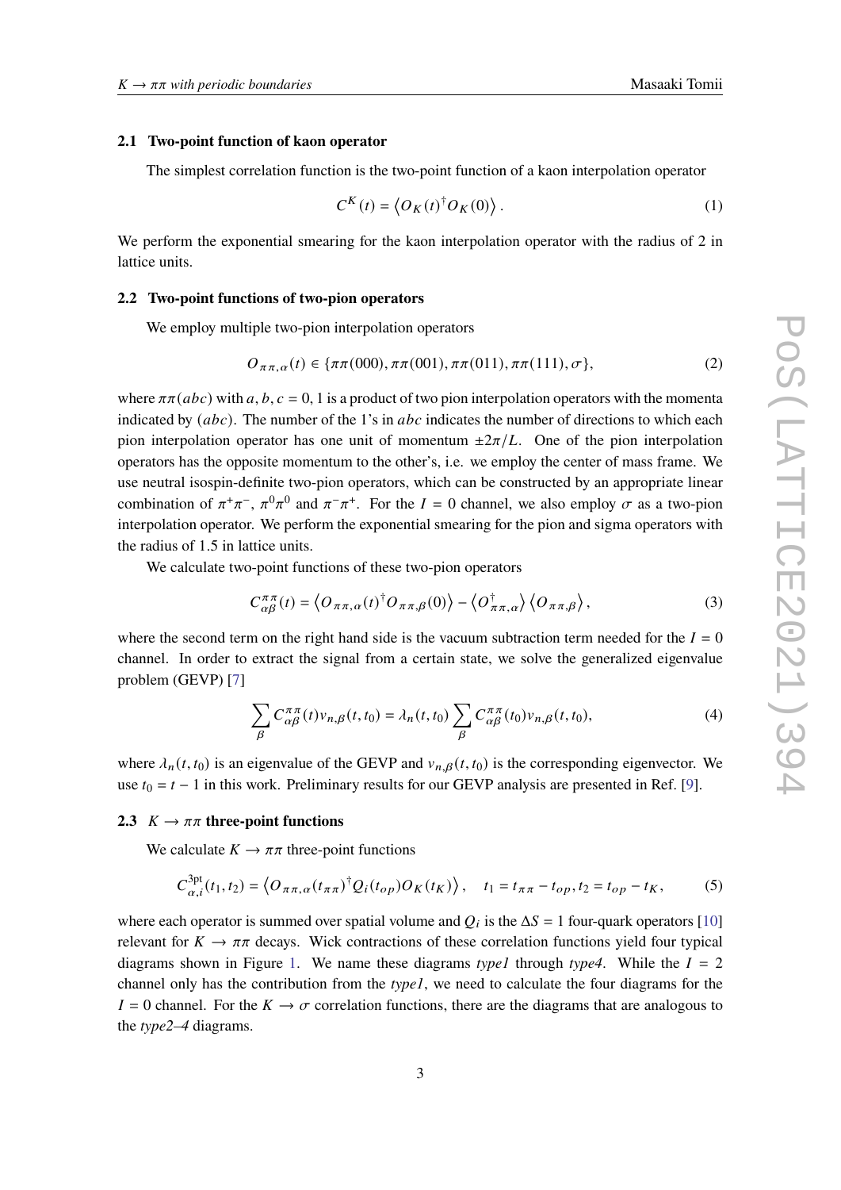### 2.1 Two-point function of kaon operator

The simplest correlation function is the two-point function of a kaon interpolation operator

$$C^K(t) = \left\langle O_K(t)^\dagger O_K(0) \right\rangle . \tag{1}$$

We perform the exponential smearing for the kaon interpolation operator with the radius of 2 in lattice units.

### 2.2 Two-point functions of two-pion operators

We employ multiple two-pion interpolation operators

$$O_{\pi\pi,\alpha}(t) \in \{\pi\pi(000), \pi\pi(001), \pi\pi(011), \pi\pi(111), \sigma\}, \tag{2}$$

where $\pi\pi(abc)$ with $a, b, c = 0, 1$ is a product of two pion interpolation operators with the momenta indicated by $(abc)$. The number of the 1's in $abc$ indicates the number of directions to which each pion interpolation operator has one unit of momentum $\pm 2\pi/L$. One of the pion interpolation operators has the opposite momentum to the other's, i.e. we employ the center of mass frame. We use neutral isospin-definite two-pion operators, which can be constructed by an appropriate linear combination of $\pi^+\pi^-$, $\pi^0\pi^0$ and $\pi^-\pi^+$. For the $I = 0$ channel, we also employ $\sigma$ as a two-pion interpolation operator. We perform the exponential smearing for the pion and sigma operators with the radius of 1.5 in lattice units.

We calculate two-point functions of these two-pion operators

$$C^{\pi\pi}_{\alpha\beta}(t) = \left\langle O_{\pi\pi,\alpha}(t)^\dagger O_{\pi\pi,\beta}(0) \right\rangle - \left\langle O^\dagger_{\pi\pi,\alpha} \right\rangle \left\langle O_{\pi\pi,\beta} \right\rangle , \tag{3}$$

where the second term on the right hand side is the vacuum subtraction term needed for the $I = 0$ channel. In order to extract the signal from a certain state, we solve the generalized eigenvalue problem (GEVP) [7]

$$\sum_\beta C^{\pi\pi}_{\alpha\beta}(t) v_{n,\beta}(t, t_0) = \lambda_n(t, t_0) \sum_\beta C^{\pi\pi}_{\alpha\beta}(t_0) v_{n,\beta}(t, t_0), \tag{4}$$

where $\lambda_n(t, t_0)$ is an eigenvalue of the GEVP and $v_{n,\beta}(t, t_0)$ is the corresponding eigenvector. We use $t_0 = t - 1$ in this work. Preliminary results for our GEVP analysis are presented in Ref. [9].

### 2.3 $K \to \pi\pi$ three-point functions

We calculate $K \to \pi\pi$ three-point functions

$$C^{3\text{pt}}_{\alpha,i}(t_1, t_2) = \left\langle O_{\pi\pi,\alpha}(t_{\pi\pi})^\dagger Q_i(t_{op}) O_K(t_K) \right\rangle , \quad t_1 = t_{\pi\pi} - t_{op}, t_2 = t_{op} - t_K, \tag{5}$$

where each operator is summed over spatial volume and $Q_i$ is the $\Delta S = 1$ four-quark operators [10] relevant for $K \to \pi\pi$ decays. Wick contractions of these correlation functions yield four typical diagrams shown in Figure 1. We name these diagrams *type1* through *type4*. While the $I = 2$ channel only has the contribution from the *type1*, we need to calculate the four diagrams for the $I = 0$ channel. For the $K \to \sigma$ correlation functions, there are the diagrams that are analogous to the *type2–4* diagrams.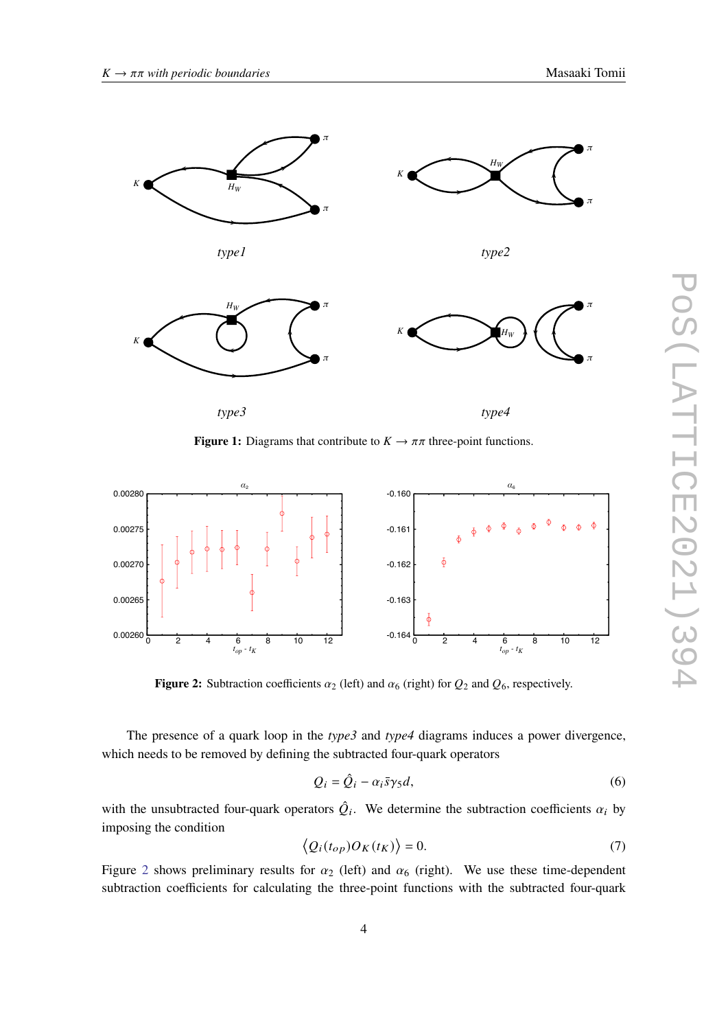**Figure 1:** Diagrams that contribute to $K \to \pi\pi$ three-point functions.

**Figure 2:** Subtraction coefficients $\alpha_2$ (left) and $\alpha_6$ (right) for $Q_2$ and $Q_6$, respectively.

The presence of a quark loop in the *type3* and *type4* diagrams induces a power divergence, which needs to be removed by defining the subtracted four-quark operators

$$Q_i = \hat{Q}_i - \alpha_i \bar{s}\gamma_5 d, \tag{6}$$

with the unsubtracted four-quark operators $\hat{Q}_i$. We determine the subtraction coefficients $\alpha_i$ by imposing the condition

$$\left\langle Q_i(t_{op}) O_K(t_K) \right\rangle = 0. \tag{7}$$

Figure 2 shows preliminary results for $\alpha_2$ (left) and $\alpha_6$ (right). We use these time-dependent subtraction coefficients for calculating the three-point functions with the subtracted four-quark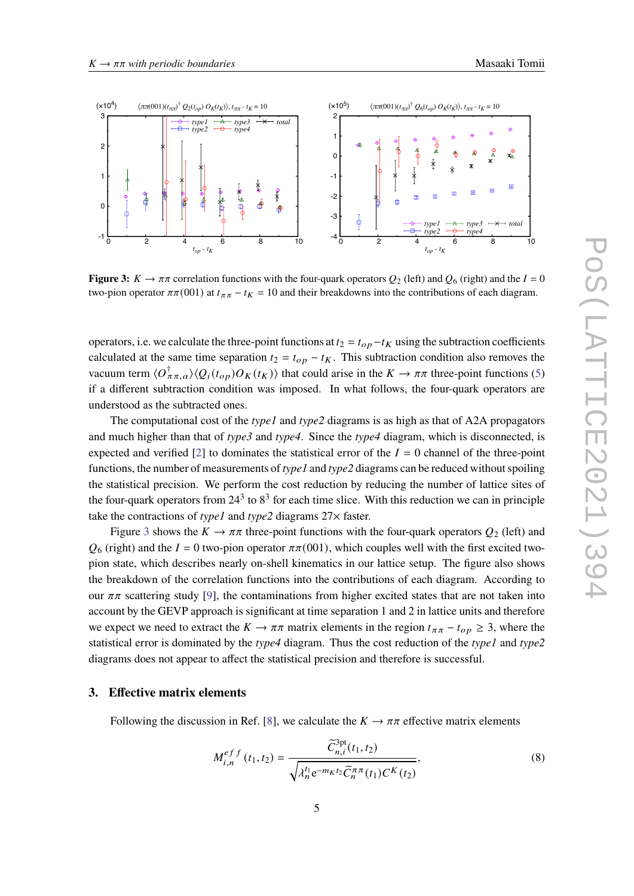**Figure 3:** $K \to \pi\pi$ correlation functions with the four-quark operators $Q_2$ (left) and $Q_6$ (right) and the $I = 0$ two-pion operator $\pi\pi(001)$ at $t_{\pi\pi} - t_K = 10$ and their breakdowns into the contributions of each diagram.

operators, i.e. we calculate the three-point functions at $t_2 = t_{op} - t_K$ using the subtraction coefficients calculated at the same time separation $t_2 = t_{op} - t_K$. This subtraction condition also removes the vacuum term $\langle O^\dagger_{\pi\pi,\alpha}\rangle\langle Q_i(t_{op}) O_K(t_K)\rangle$ that could arise in the $K \to \pi\pi$ three-point functions (5) if a different subtraction condition was imposed. In what follows, the four-quark operators are understood as the subtracted ones.

The computational cost of the *type1* and *type2* diagrams is as high as that of A2A propagators and much higher than that of *type3* and *type4*. Since the *type4* diagram, which is disconnected, is expected and verified [2] to dominates the statistical error of the $I = 0$ channel of the three-point functions, the number of measurements of *type1* and *type2* diagrams can be reduced without spoiling the statistical precision. We perform the cost reduction by reducing the number of lattice sites of the four-quark operators from $24^3$ to $8^3$ for each time slice. With this reduction we can in principle take the contractions of *type1* and *type2* diagrams 27× faster.

Figure 3 shows the $K \to \pi\pi$ three-point functions with the four-quark operators $Q_2$ (left) and $Q_6$ (right) and the $I = 0$ two-pion operator $\pi\pi(001)$, which couples well with the first excited two-pion state, which describes nearly on-shell kinematics in our lattice setup. The figure also shows the breakdown of the correlation functions into the contributions of each diagram. According to our $\pi\pi$ scattering study [9], the contaminations from higher excited states that are not taken into account by the GEVP approach is significant at time separation 1 and 2 in lattice units and therefore we expect we need to extract the $K \to \pi\pi$ matrix elements in the region $t_{\pi\pi} - t_{op} \geq 3$, where the statistical error is dominated by the *type4* diagram. Thus the cost reduction of the *type1* and *type2* diagrams does not appear to affect the statistical precision and therefore is successful.

## 3. Effective matrix elements

Following the discussion in Ref. [8], we calculate the $K \to \pi\pi$ effective matrix elements

$$M^{eff}_{i,n}(t_1, t_2) = \frac{\widetilde{C}^{3\text{pt}}_{n,i}(t_1, t_2)}{\sqrt{\lambda_n^{t_1} e^{-m_K t_2} \widetilde{C}^{\pi\pi}_n(t_1) C^K(t_2)}}, \tag{8}$$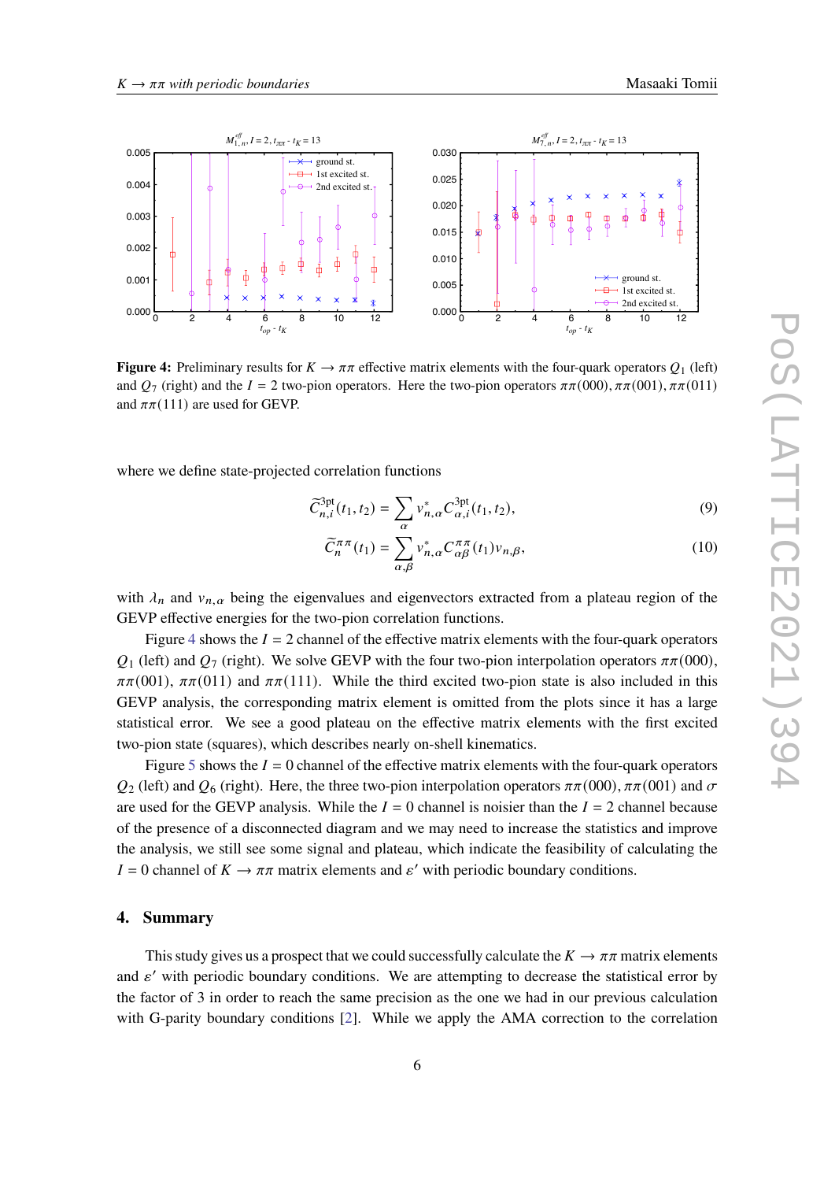**Figure 4:** Preliminary results for $K \to \pi\pi$ effective matrix elements with the four-quark operators $Q_1$ (left) and $Q_7$ (right) and the $I = 2$ two-pion operators. Here the two-pion operators $\pi\pi(000)$, $\pi\pi(001)$, $\pi\pi(011)$ and $\pi\pi(111)$ are used for GEVP.

where we define state-projected correlation functions

$$\widetilde{C}^{3\text{pt}}_{n,i}(t_1, t_2) = \sum_{\alpha} v^*_{n,\alpha} C^{3\text{pt}}_{\alpha,i}(t_1, t_2), \tag{9}$$

$$\widetilde{C}^{\pi\pi}_{n}(t_1) = \sum_{\alpha,\beta} v^*_{n,\alpha} C^{\pi\pi}_{\alpha\beta}(t_1) v_{n,\beta}, \tag{10}$$

with $\lambda_n$ and $v_{n,\alpha}$ being the eigenvalues and eigenvectors extracted from a plateau region of the GEVP effective energies for the two-pion correlation functions.

Figure 4 shows the $I = 2$ channel of the effective matrix elements with the four-quark operators $Q_1$ (left) and $Q_7$ (right). We solve GEVP with the four two-pion interpolation operators $\pi\pi(000)$, $\pi\pi(001)$, $\pi\pi(011)$ and $\pi\pi(111)$. While the third excited two-pion state is also included in this GEVP analysis, the corresponding matrix element is omitted from the plots since it has a large statistical error. We see a good plateau on the effective matrix elements with the first excited two-pion state (squares), which describes nearly on-shell kinematics.

Figure 5 shows the $I = 0$ channel of the effective matrix elements with the four-quark operators $Q_2$ (left) and $Q_6$ (right). Here, the three two-pion interpolation operators $\pi\pi(000)$, $\pi\pi(001)$ and $\sigma$ are used for the GEVP analysis. While the $I = 0$ channel is noisier than the $I = 2$ channel because of the presence of a disconnected diagram and we may need to increase the statistics and improve the analysis, we still see some signal and plateau, which indicate the feasibility of calculating the $I = 0$ channel of $K \to \pi\pi$ matrix elements and $\varepsilon'$ with periodic boundary conditions.

## 4. Summary

This study gives us a prospect that we could successfully calculate the $K \to \pi\pi$ matrix elements and $\varepsilon'$ with periodic boundary conditions. We are attempting to decrease the statistical error by the factor of 3 in order to reach the same precision as the one we had in our previous calculation with G-parity boundary conditions [2]. While we apply the AMA correction to the correlation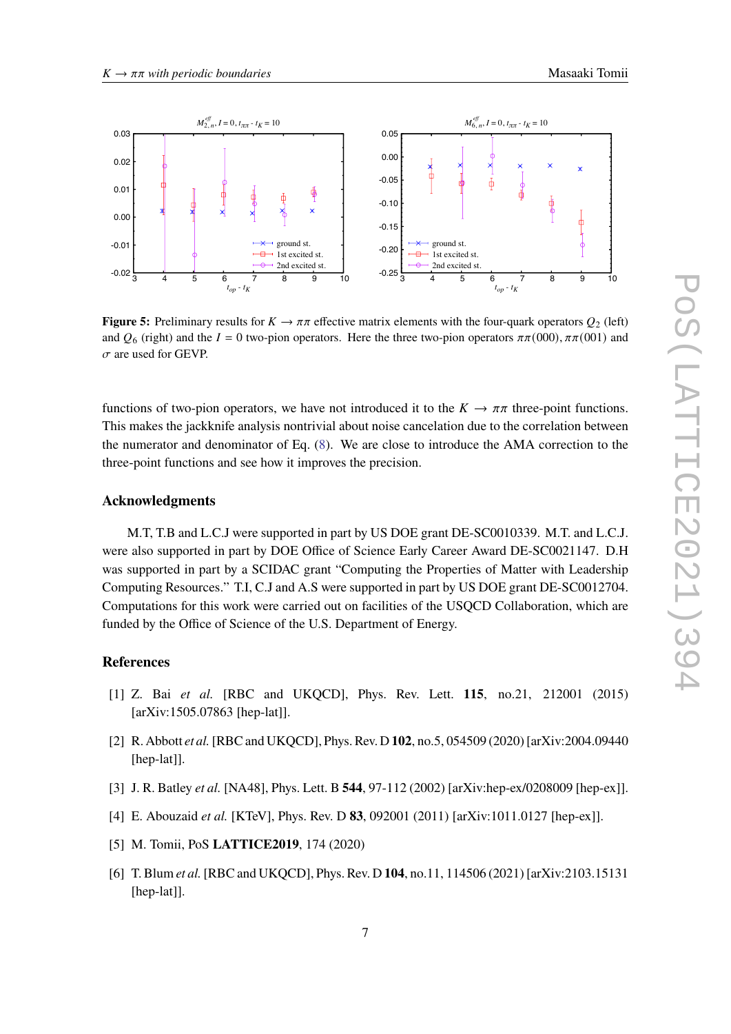**Figure 5:** Preliminary results for $K \to \pi\pi$ effective matrix elements with the four-quark operators $Q_2$ (left) and $Q_6$ (right) and the $I = 0$ two-pion operators. Here the three two-pion operators $\pi\pi(000)$, $\pi\pi(001)$ and $\sigma$ are used for GEVP.

functions of two-pion operators, we have not introduced it to the $K \to \pi\pi$ three-point functions. This makes the jackknife analysis nontrivial about noise cancelation due to the correlation between the numerator and denominator of Eq. (8). We are close to introduce the AMA correction to the three-point functions and see how it improves the precision.

## Acknowledgments

M.T, T.B and L.C.J were supported in part by US DOE grant DE-SC0010339. M.T. and L.C.J. were also supported in part by DOE Office of Science Early Career Award DE-SC0021147. D.H was supported in part by a SCIDAC grant "Computing the Properties of Matter with Leadership Computing Resources." T.I, C.J and A.S were supported in part by US DOE grant DE-SC0012704. Computations for this work were carried out on facilities of the USQCD Collaboration, which are funded by the Office of Science of the U.S. Department of Energy.

## References

[1] Z. Bai *et al.* [RBC and UKQCD], Phys. Rev. Lett. **115**, no.21, 212001 (2015) [arXiv:1505.07863 [hep-lat]].

[2] R. Abbott *et al.* [RBC and UKQCD], Phys. Rev. D **102**, no.5, 054509 (2020) [arXiv:2004.09440 [hep-lat]].

[3] J. R. Batley *et al.* [NA48], Phys. Lett. B **544**, 97-112 (2002) [arXiv:hep-ex/0208009 [hep-ex]].

[4] E. Abouzaid *et al.* [KTeV], Phys. Rev. D **83**, 092001 (2011) [arXiv:1011.0127 [hep-ex]].

[5] M. Tomii, PoS **LATTICE2019**, 174 (2020)

[6] T. Blum *et al.* [RBC and UKQCD], Phys. Rev. D **104**, no.11, 114506 (2021) [arXiv:2103.15131 [hep-lat]].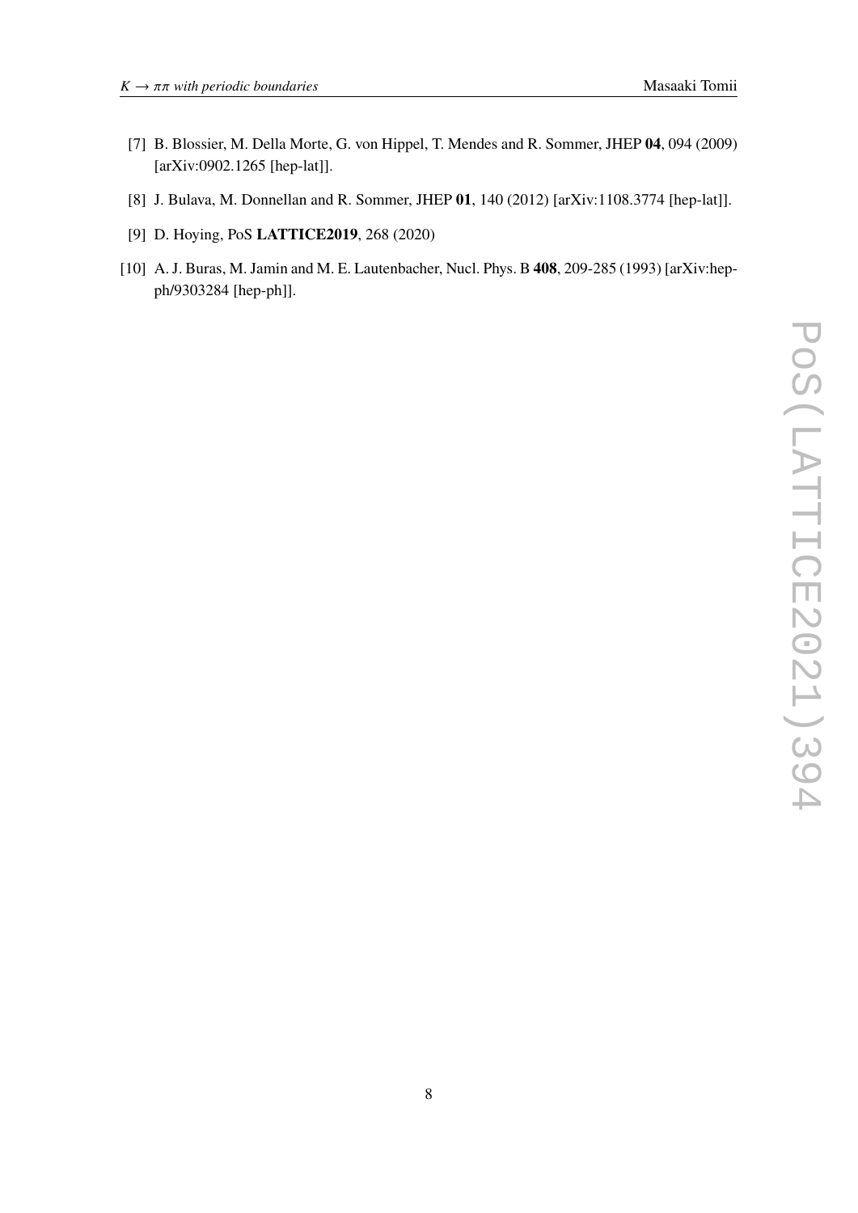[7] B. Blossier, M. Della Morte, G. von Hippel, T. Mendes and R. Sommer, JHEP **04**, 094 (2009) [arXiv:0902.1265 [hep-lat]].

[8] J. Bulava, M. Donnellan and R. Sommer, JHEP **01**, 140 (2012) [arXiv:1108.3774 [hep-lat]].

[9] D. Hoying, PoS **LATTICE2019**, 268 (2020)

[10] A. J. Buras, M. Jamin and M. E. Lautenbacher, Nucl. Phys. B **408**, 209-285 (1993) [arXiv:hep-ph/9303284 [hep-ph]].